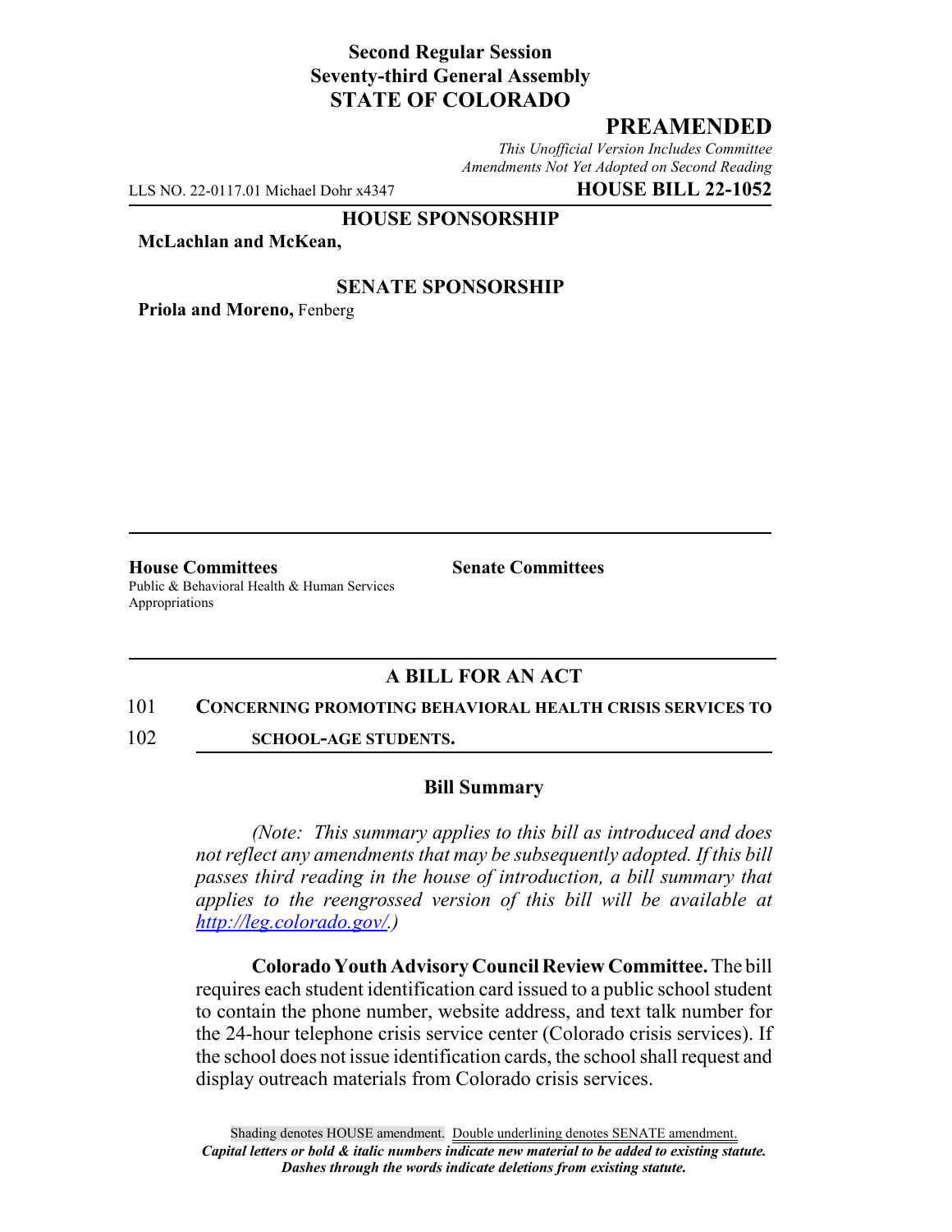**Second Regular Session**
**Seventy-third General Assembly**
**STATE OF COLORADO**

# PREAMENDED

*This Unofficial Version Includes Committee Amendments Not Yet Adopted on Second Reading*

LLS NO. 22-0117.01 Michael Dohr x4347 **HOUSE BILL 22-1052**

**HOUSE SPONSORSHIP**

**McLachlan and McKean,**

**SENATE SPONSORSHIP**

**Priola and Moreno,** Fenberg

**House Committees**
Public & Behavioral Health & Human Services
Appropriations

**Senate Committees**

## A BILL FOR AN ACT

101 **CONCERNING PROMOTING BEHAVIORAL HEALTH CRISIS SERVICES TO**
102 **SCHOOL-AGE STUDENTS.**

### Bill Summary

*(Note: This summary applies to this bill as introduced and does not reflect any amendments that may be subsequently adopted. If this bill passes third reading in the house of introduction, a bill summary that applies to the reengrossed version of this bill will be available at http://leg.colorado.gov/.)*

**Colorado Youth Advisory Council Review Committee.** The bill requires each student identification card issued to a public school student to contain the phone number, website address, and text talk number for the 24-hour telephone crisis service center (Colorado crisis services). If the school does not issue identification cards, the school shall request and display outreach materials from Colorado crisis services.

Shading denotes HOUSE amendment. Double underlining denotes SENATE amendment.
***Capital letters or bold & italic numbers indicate new material to be added to existing statute.***
***Dashes through the words indicate deletions from existing statute.***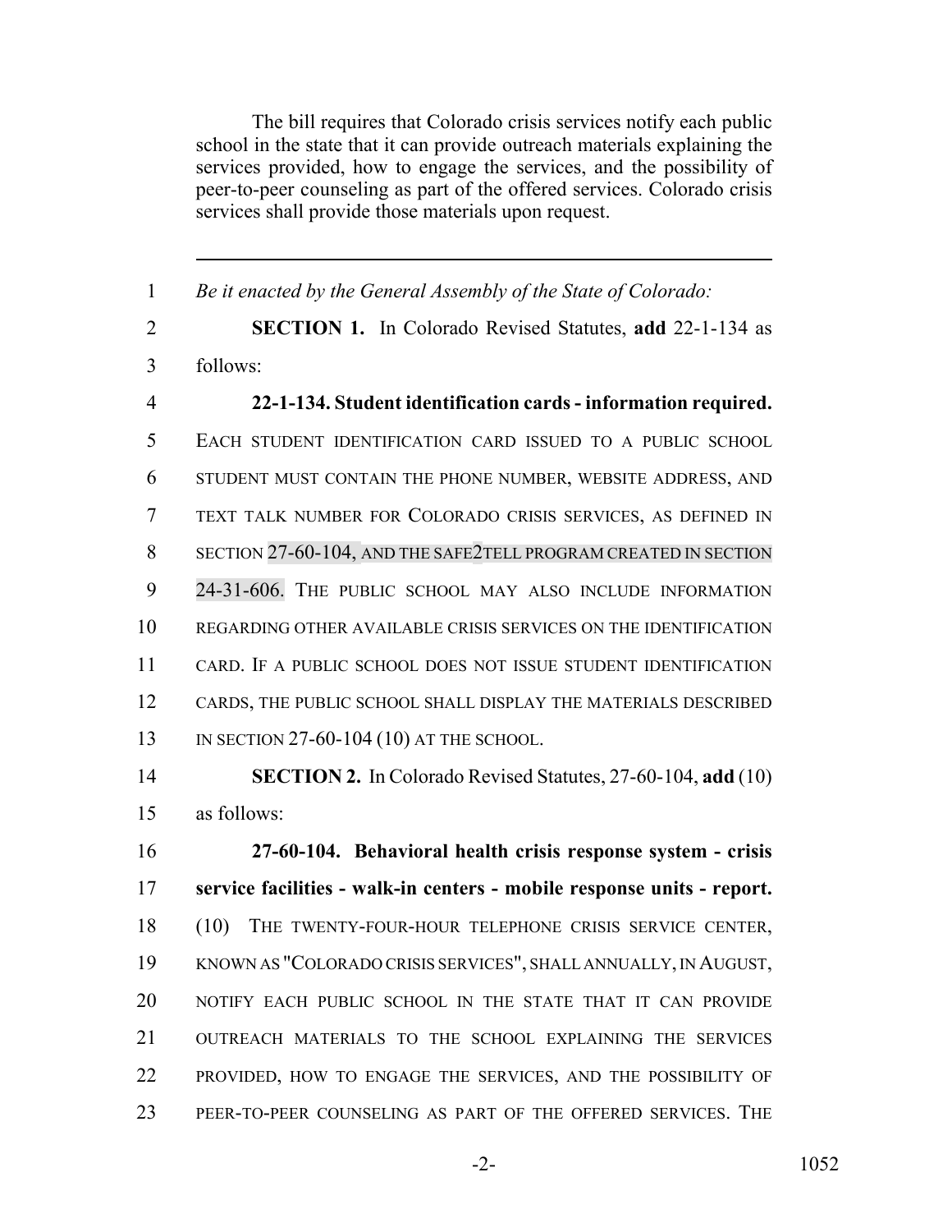The bill requires that Colorado crisis services notify each public school in the state that it can provide outreach materials explaining the services provided, how to engage the services, and the possibility of peer-to-peer counseling as part of the offered services. Colorado crisis services shall provide those materials upon request.

---

1 *Be it enacted by the General Assembly of the State of Colorado:*

2 **SECTION 1.** In Colorado Revised Statutes, **add** 22-1-134 as
3 follows:

4 **22-1-134. Student identification cards - information required.**
5 EACH STUDENT IDENTIFICATION CARD ISSUED TO A PUBLIC SCHOOL
6 STUDENT MUST CONTAIN THE PHONE NUMBER, WEBSITE ADDRESS, AND
7 TEXT TALK NUMBER FOR COLORADO CRISIS SERVICES, AS DEFINED IN
8 SECTION 27-60-104, AND THE SAFE2TELL PROGRAM CREATED IN SECTION
9 24-31-606. THE PUBLIC SCHOOL MAY ALSO INCLUDE INFORMATION
10 REGARDING OTHER AVAILABLE CRISIS SERVICES ON THE IDENTIFICATION
11 CARD. IF A PUBLIC SCHOOL DOES NOT ISSUE STUDENT IDENTIFICATION
12 CARDS, THE PUBLIC SCHOOL SHALL DISPLAY THE MATERIALS DESCRIBED
13 IN SECTION 27-60-104 (10) AT THE SCHOOL.

14 **SECTION 2.** In Colorado Revised Statutes, 27-60-104, **add** (10)
15 as follows:

16 **27-60-104. Behavioral health crisis response system - crisis**
17 **service facilities - walk-in centers - mobile response units - report.**
18 (10) THE TWENTY-FOUR-HOUR TELEPHONE CRISIS SERVICE CENTER,
19 KNOWN AS "COLORADO CRISIS SERVICES", SHALL ANNUALLY, IN AUGUST,
20 NOTIFY EACH PUBLIC SCHOOL IN THE STATE THAT IT CAN PROVIDE
21 OUTREACH MATERIALS TO THE SCHOOL EXPLAINING THE SERVICES
22 PROVIDED, HOW TO ENGAGE THE SERVICES, AND THE POSSIBILITY OF
23 PEER-TO-PEER COUNSELING AS PART OF THE OFFERED SERVICES. THE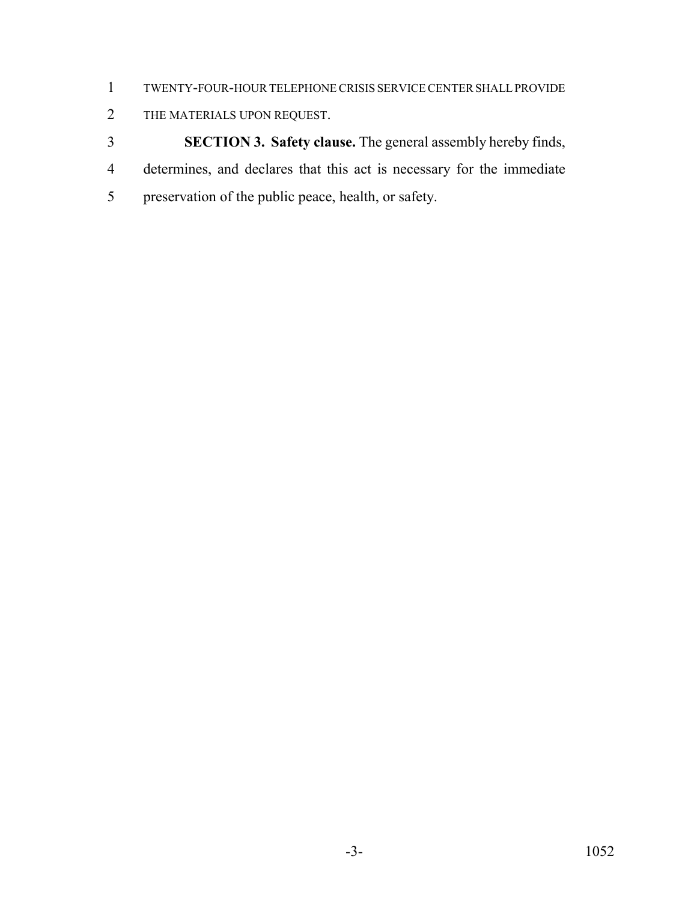TWENTY-FOUR-HOUR TELEPHONE CRISIS SERVICE CENTER SHALL PROVIDE THE MATERIALS UPON REQUEST.

**SECTION 3. Safety clause.** The general assembly hereby finds, determines, and declares that this act is necessary for the immediate preservation of the public peace, health, or safety.